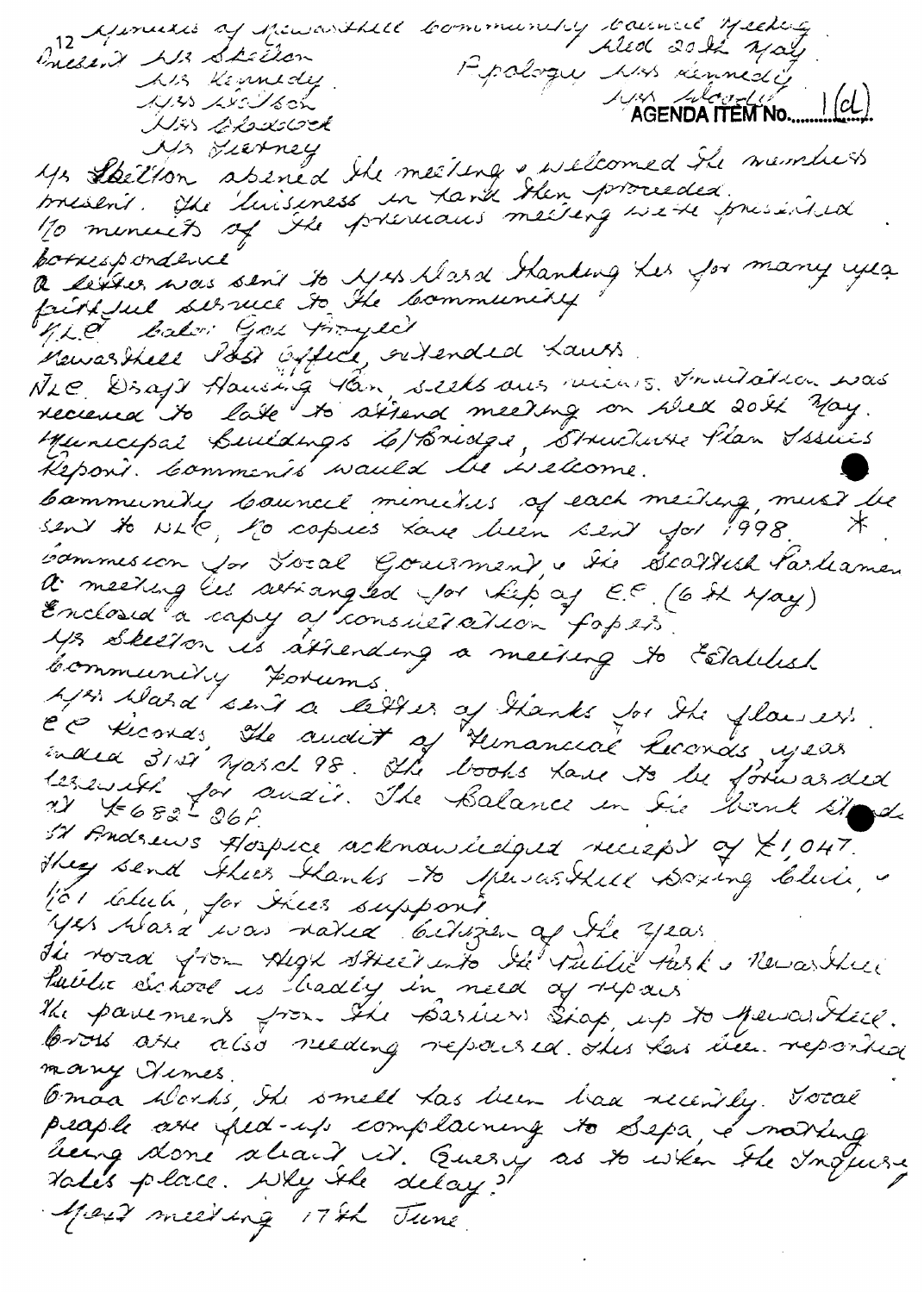12 Minutes of Newarthill Community Council Meeting Wed 20th May

Present Mr Skelton
Mrs Kennedy
Mrs Wilson
Mrs Blaiklock
Mr Gurney

Apologies Mrs Kennedy
Mrs Woods

AGENDA ITEM No. 1 (d)

Mr Skelton opened the meeting & welcomed the members present. The business in hand then proceeded.

No minutes of the previous meeting were presented.

Correspondence

A letter was sent to Mrs Ward thanking her for many years faithful service to the community.

N.L.C. Baler Gas Project.

Newarthill Post Office, extended hours.

NLC. Draft Housing Plan, seeks our views. Invitation was recieved to late to attend meeting on Wed 20th May. Municipal Buildings C/Bridge, Structure Plan Issues Report. Comments would be welcome.

Community Council minutes of each meeting, must be sent to NLC, no copies have been sent for 1998. *

Commission for Local Government & the Scottish Parliament. A meeting was arranged for Rep of C.C. (6th May) Enclosed a copy of consultation papers.

Mr Skelton is attending a meeting to Establish Community Forums.

Mrs Ward sent a letter of thanks for the flowers.

C.C. Records, the audit of Financial Records year ended 31st March 98. The books have to be forwarded herewith for audit. The Balance in the bank stands at £682-36p.

St Andrews Hospice acknowledged receipt of £1,047. They send their thanks to Newarthill Boxing Club, & 101 Club, for their support.

Mrs Ward was voted Citizen of the year.

The road from High Street into the Public Park & Newarthill Public School is badly in need of repair.

The pavements from the Barbers Shop, up to Newarthill Cross are also needing repaired. This has been reported many times.

Omoa Works, the smell has been bad recently. Local people are fed-up complaining to Sepa, & nothing being done about it. Query as to when the Inquiry takes place. Why the delay?

Next meeting 17th June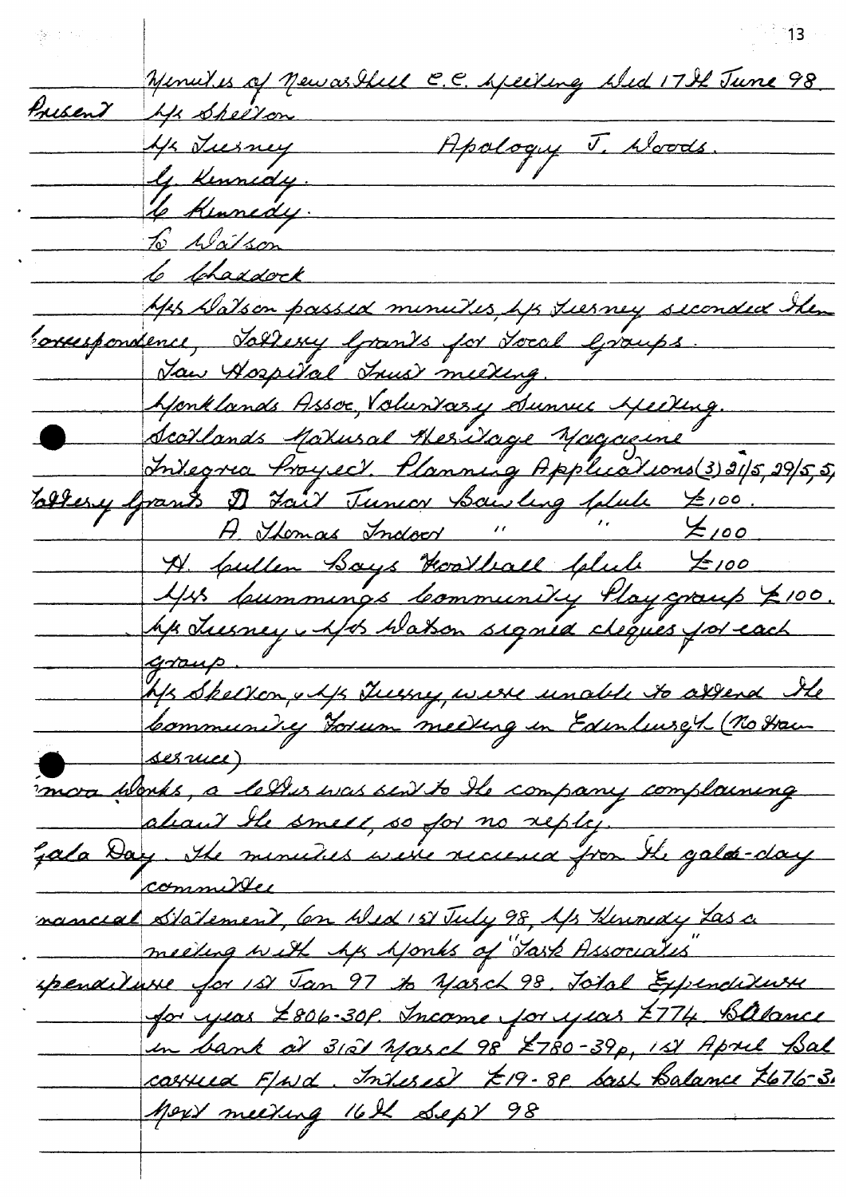Minutes of Newarthill C.C. Meeting Wed 17th June 98.

Present
- Mr Shelton
- Mr Tierney — Apology J. Woods.
- G Kennedy.
- C Kennedy.
- G Watson
- C Chaddock

Mrs Watson passed minutes, Mr Tierney seconded them.

Correspondence, Lottery grants for Local Groups.
- Law Hospital Trust meeting.
- Monklands Assoc, Voluntary Service Meeting.
- Scotlands Natural Heritage Magazine
- Integra Project. Planning Applications (3) 21/5, 29/5, 5/

Lottery grants
- D Fail Junior Bowling Club £100.
- A. Thomas Indoor " " £100.
- H. Cullen Boys Football Club £100
- Mrs Cummings Community Playgroup £100.

Mr Tierney & Mrs Watson signed cheques for each group.

Mr Shelton & Mr Tierney were unable to attend the Community Forum meeting in Edinburgh (No Train service)

(...)mora Works, a letter was sent to the company complaining about the smell, so far no reply.

Gala Day. The minutes were received from the gala-day committee

(Fi)nancial Statement, On Wed 1st July 98, Mr Kennedy has a meeting with Mr Monks of "Lark Associates"

(Ex)penditure for 1st Jan 97 to March 98. Total Expenditure for year £806-30p. Income for year £774. Balance in bank at 31st March 98 £780-39p, 1st April Bal carried F/wd. Interest £19-8p Cash Balance £676-3(...)

Next meeting 16th Sept 98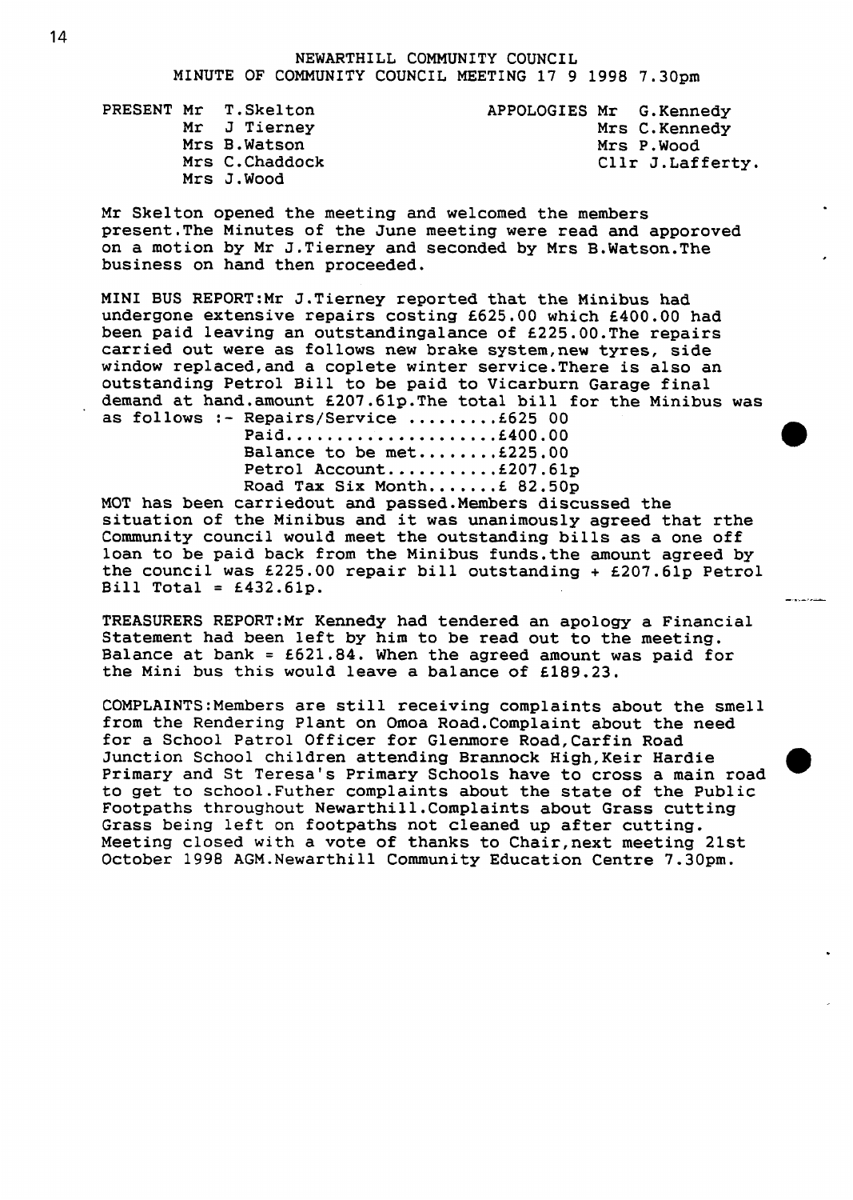# NEWARTHILL COMMUNITY COUNCIL
## MINUTE OF COMMUNITY COUNCIL MEETING 17 9 1998 7.30pm

PRESENT Mr T.Skelton
Mr J Tierney
Mrs B.Watson
Mrs C.Chaddock
Mrs J.Wood

APPOLOGIES Mr G.Kennedy
Mrs C.Kennedy
Mrs P.Wood
Cllr J.Lafferty.

Mr Skelton opened the meeting and welcomed the members present.The Minutes of the June meeting were read and apporoved on a motion by Mr J.Tierney and seconded by Mrs B.Watson.The business on hand then proceeded.

MINI BUS REPORT:Mr J.Tierney reported that the Minibus had undergone extensive repairs costing £625.00 which £400.00 had been paid leaving an outstandingalance of £225.00.The repairs carried out were as follows new brake system,new tyres, side window replaced,and a coplete winter service.There is also an outstanding Petrol Bill to be paid to Vicarburn Garage final demand at hand.amount £207.61p.The total bill for the Minibus was as follows :- Repairs/Service .........£625 00

Paid.....................£400.00
Balance to be met........£225.00
Petrol Account...........£207.61p
Road Tax Six Month.......£ 82.50p

MOT has been carriedout and passed.Members discussed the situation of the Minibus and it was unanimously agreed that rthe Community council would meet the outstanding bills as a one off loan to be paid back from the Minibus funds.the amount agreed by the council was £225.00 repair bill outstanding + £207.61p Petrol Bill Total = £432.61p.

TREASURERS REPORT:Mr Kennedy had tendered an apology a Financial Statement had been left by him to be read out to the meeting. Balance at bank = £621.84. When the agreed amount was paid for the Mini bus this would leave a balance of £189.23.

COMPLAINTS:Members are still receiving complaints about the smell from the Rendering Plant on Omoa Road.Complaint about the need for a School Patrol Officer for Glenmore Road,Carfin Road Junction School children attending Brannock High,Keir Hardie Primary and St Teresa's Primary Schools have to cross a main road to get to school.Futher complaints about the state of the Public Footpaths throughout Newarthill.Complaints about Grass cutting Grass being left on footpaths not cleaned up after cutting. Meeting closed with a vote of thanks to Chair,next meeting 21st October 1998 AGM.Newarthill Community Education Centre 7.30pm.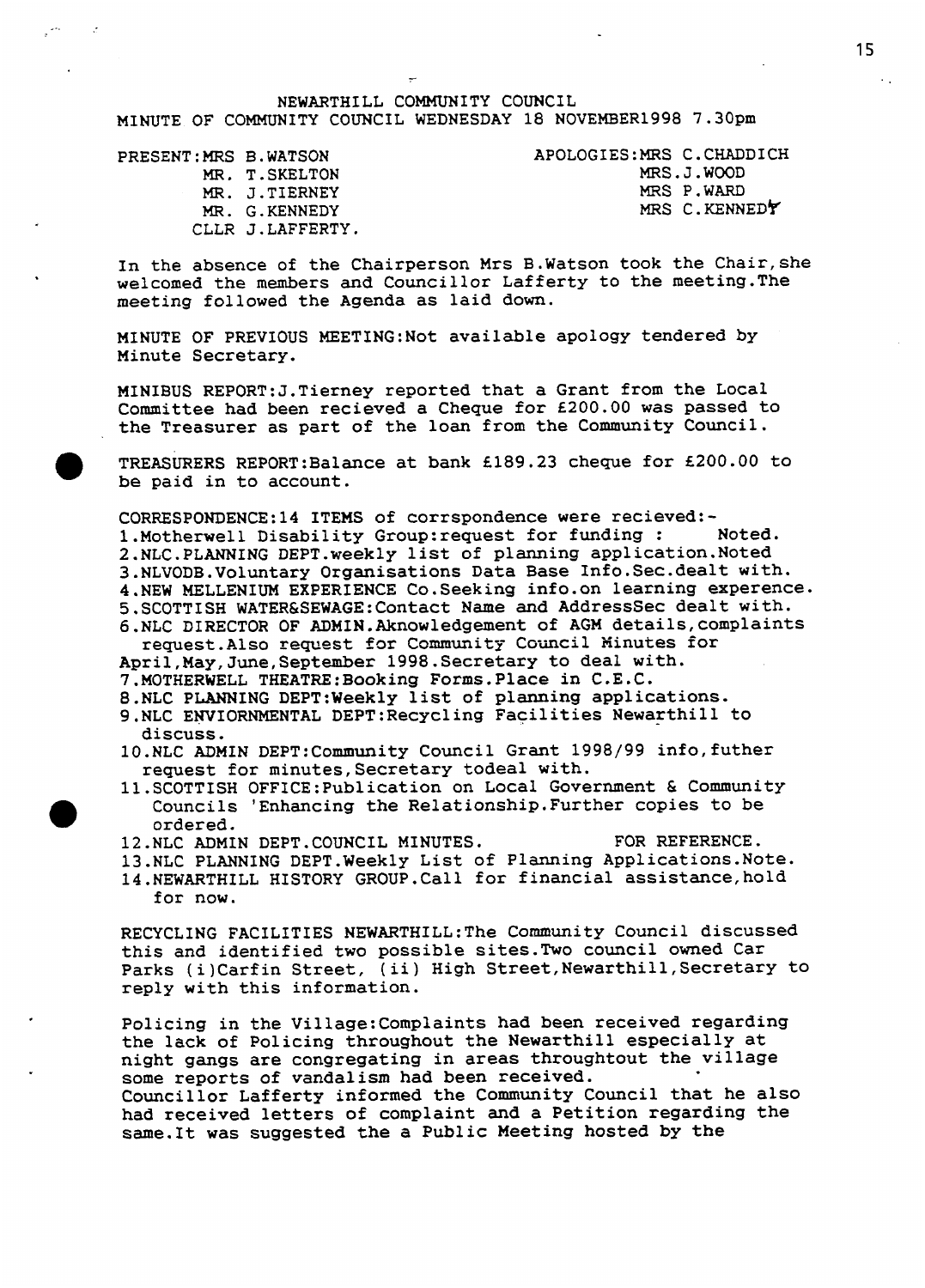NEWARTHILL COMMUNITY COUNCIL
MINUTE OF COMMUNITY COUNCIL WEDNESDAY 18 NOVEMBER1998 7.30pm

PRESENT:MRS B.WATSON
MR. T.SKELTON
MR. J.TIERNEY
MR. G.KENNEDY
CLLR J.LAFFERTY.

APOLOGIES:MRS C.CHADDICH
MRS.J.WOOD
MRS P.WARD
MRS C.KENNEDY

In the absence of the Chairperson Mrs B.Watson took the Chair,she welcomed the members and Councillor Lafferty to the meeting.The meeting followed the Agenda as laid down.

MINUTE OF PREVIOUS MEETING:Not available apology tendered by Minute Secretary.

MINIBUS REPORT:J.Tierney reported that a Grant from the Local Committee had been recieved a Cheque for £200.00 was passed to the Treasurer as part of the loan from the Community Council.

TREASURERS REPORT:Balance at bank £189.23 cheque for £200.00 to be paid in to account.

CORRESPONDENCE:14 ITEMS of corrspondence were recieved:-

1. Motherwell Disability Group:request for funding : Noted.
2. NLC.PLANNING DEPT.weekly list of planning application.Noted
3. NLVODB.Voluntary Organisations Data Base Info.Sec.dealt with.
4. NEW MELLENIUM EXPERIENCE Co.Seeking info.on learning experence.
5. SCOTTISH WATER&SEWAGE:Contact Name and AddressSec dealt with.
6. NLC DIRECTOR OF ADMIN.Aknowledgement of AGM details,complaints request.Also request for Community Council Minutes for April,May,June,September 1998.Secretary to deal with.
7. MOTHERWELL THEATRE:Booking Forms.Place in C.E.C.
8. NLC PLANNING DEPT:Weekly list of planning applications.
9. NLC ENVIORNMENTAL DEPT:Recycling Facilities Newarthill to discuss.
10. NLC ADMIN DEPT:Community Council Grant 1998/99 info,futher request for minutes,Secretary todeal with.
11. SCOTTISH OFFICE:Publication on Local Government & Community Councils 'Enhancing the Relationship.Further copies to be ordered.
12. NLC ADMIN DEPT.COUNCIL MINUTES. FOR REFERENCE.
13. NLC PLANNING DEPT.Weekly List of Planning Applications.Note.
14. NEWARTHILL HISTORY GROUP.Call for financial assistance,hold for now.

RECYCLING FACILITIES NEWARTHILL:The Community Council discussed this and identified two possible sites.Two council owned Car Parks (i)Carfin Street, (ii) High Street,Newarthill,Secretary to reply with this information.

Policing in the Village:Complaints had been received regarding the lack of Policing throughout the Newarthill especially at night gangs are congregating in areas throughtout the village some reports of vandalism had been received.
Councillor Lafferty informed the Community Council that he also had received letters of complaint and a Petition regarding the same.It was suggested the a Public Meeting hosted by the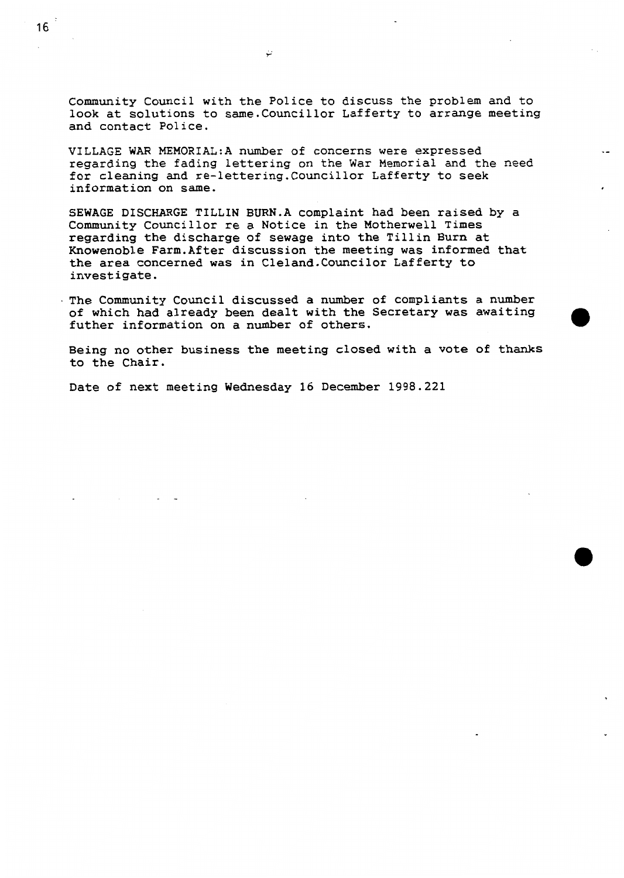Community Council with the Police to discuss the problem and to look at solutions to same.Councillor Lafferty to arrange meeting and contact Police.

VILLAGE WAR MEMORIAL:A number of concerns were expressed regarding the fading lettering on the War Memorial and the need for cleaning and re-lettering.Councillor Lafferty to seek information on same.

SEWAGE DISCHARGE TILLIN BURN.A complaint had been raised by a Community Councillor re a Notice in the Motherwell Times regarding the discharge of sewage into the Tillin Burn at Knowenoble Farm.After discussion the meeting was informed that the area concerned was in Cleland.Councilor Lafferty to investigate.

The Community Council discussed a number of compliants a number of which had already been dealt with the Secretary was awaiting futher information on a number of others.

Being no other business the meeting closed with a vote of thanks to the Chair.

Date of next meeting Wednesday 16 December 1998.221